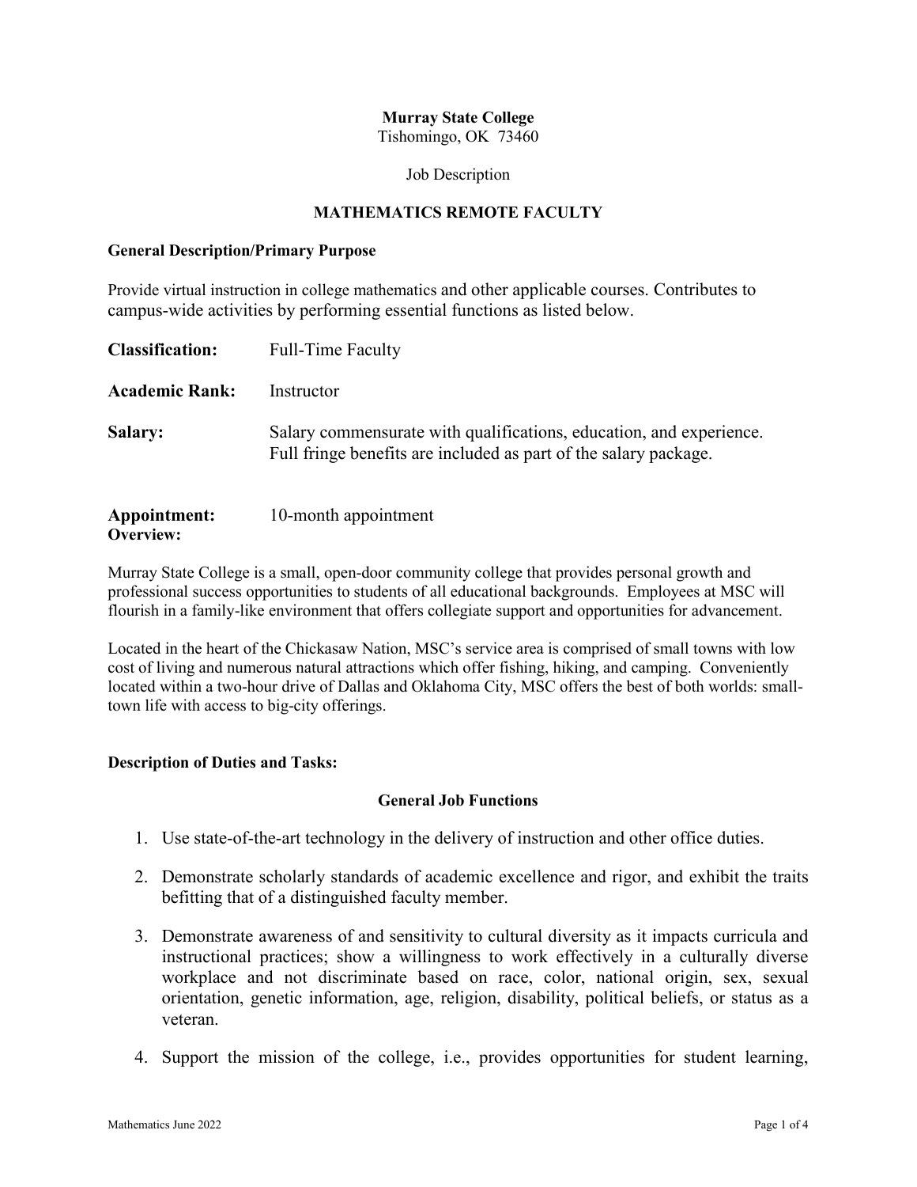**Murray State College**
Tishomingo, OK 73460

Job Description

# MATHEMATICS REMOTE FACULTY

**General Description/Primary Purpose**

Provide virtual instruction in college mathematics and other applicable courses. Contributes to campus-wide activities by performing essential functions as listed below.

**Classification:** Full-Time Faculty

**Academic Rank:** Instructor

**Salary:** Salary commensurate with qualifications, education, and experience. Full fringe benefits are included as part of the salary package.

**Appointment:** 10-month appointment

**Overview:**

Murray State College is a small, open-door community college that provides personal growth and professional success opportunities to students of all educational backgrounds. Employees at MSC will flourish in a family-like environment that offers collegiate support and opportunities for advancement.

Located in the heart of the Chickasaw Nation, MSC's service area is comprised of small towns with low cost of living and numerous natural attractions which offer fishing, hiking, and camping. Conveniently located within a two-hour drive of Dallas and Oklahoma City, MSC offers the best of both worlds: small-town life with access to big-city offerings.

**Description of Duties and Tasks:**

**General Job Functions**

1. Use state-of-the-art technology in the delivery of instruction and other office duties.
2. Demonstrate scholarly standards of academic excellence and rigor, and exhibit the traits befitting that of a distinguished faculty member.
3. Demonstrate awareness of and sensitivity to cultural diversity as it impacts curricula and instructional practices; show a willingness to work effectively in a culturally diverse workplace and not discriminate based on race, color, national origin, sex, sexual orientation, genetic information, age, religion, disability, political beliefs, or status as a veteran.
4. Support the mission of the college, i.e., provides opportunities for student learning,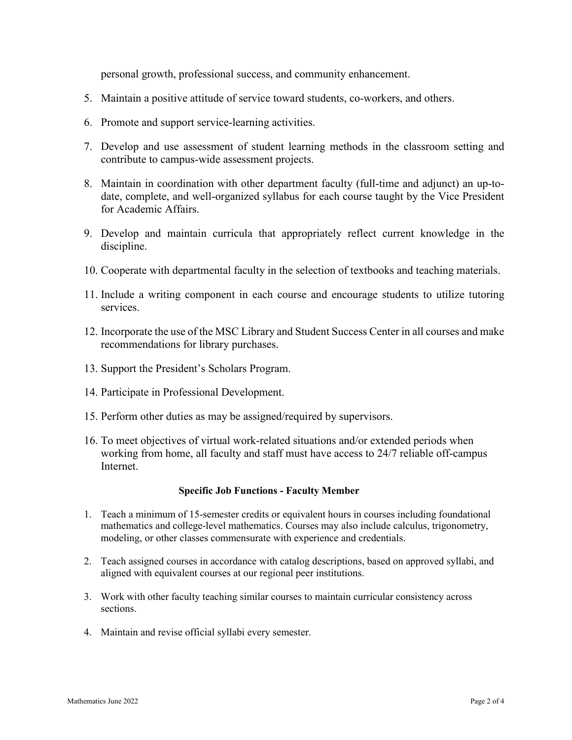personal growth, professional success, and community enhancement.

5. Maintain a positive attitude of service toward students, co-workers, and others.
6. Promote and support service-learning activities.
7. Develop and use assessment of student learning methods in the classroom setting and contribute to campus-wide assessment projects.
8. Maintain in coordination with other department faculty (full-time and adjunct) an up-to-date, complete, and well-organized syllabus for each course taught by the Vice President for Academic Affairs.
9. Develop and maintain curricula that appropriately reflect current knowledge in the discipline.
10. Cooperate with departmental faculty in the selection of textbooks and teaching materials.
11. Include a writing component in each course and encourage students to utilize tutoring services.
12. Incorporate the use of the MSC Library and Student Success Center in all courses and make recommendations for library purchases.
13. Support the President's Scholars Program.
14. Participate in Professional Development.
15. Perform other duties as may be assigned/required by supervisors.
16. To meet objectives of virtual work-related situations and/or extended periods when working from home, all faculty and staff must have access to 24/7 reliable off-campus Internet.

**Specific Job Functions - Faculty Member**

1. Teach a minimum of 15-semester credits or equivalent hours in courses including foundational mathematics and college-level mathematics. Courses may also include calculus, trigonometry, modeling, or other classes commensurate with experience and credentials.
2. Teach assigned courses in accordance with catalog descriptions, based on approved syllabi, and aligned with equivalent courses at our regional peer institutions.
3. Work with other faculty teaching similar courses to maintain curricular consistency across sections.
4. Maintain and revise official syllabi every semester.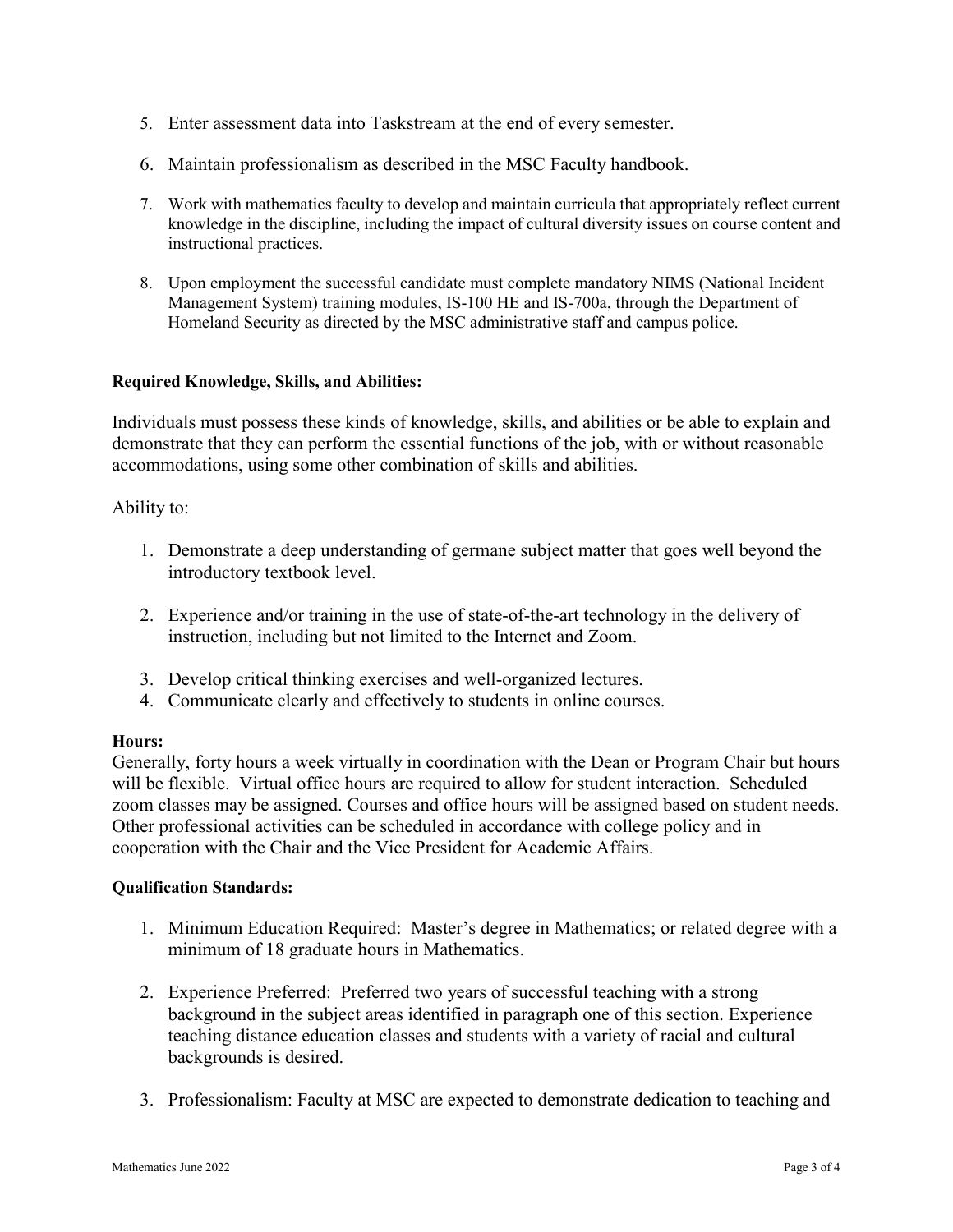5. Enter assessment data into Taskstream at the end of every semester.

6. Maintain professionalism as described in the MSC Faculty handbook.

7. Work with mathematics faculty to develop and maintain curricula that appropriately reflect current knowledge in the discipline, including the impact of cultural diversity issues on course content and instructional practices.

8. Upon employment the successful candidate must complete mandatory NIMS (National Incident Management System) training modules, IS-100 HE and IS-700a, through the Department of Homeland Security as directed by the MSC administrative staff and campus police.

**Required Knowledge, Skills, and Abilities:**

Individuals must possess these kinds of knowledge, skills, and abilities or be able to explain and demonstrate that they can perform the essential functions of the job, with or without reasonable accommodations, using some other combination of skills and abilities.

Ability to:

1. Demonstrate a deep understanding of germane subject matter that goes well beyond the introductory textbook level.

2. Experience and/or training in the use of state-of-the-art technology in the delivery of instruction, including but not limited to the Internet and Zoom.

3. Develop critical thinking exercises and well-organized lectures.
4. Communicate clearly and effectively to students in online courses.

**Hours:**
Generally, forty hours a week virtually in coordination with the Dean or Program Chair but hours will be flexible. Virtual office hours are required to allow for student interaction. Scheduled zoom classes may be assigned. Courses and office hours will be assigned based on student needs. Other professional activities can be scheduled in accordance with college policy and in cooperation with the Chair and the Vice President for Academic Affairs.

**Qualification Standards:**

1. Minimum Education Required: Master's degree in Mathematics; or related degree with a minimum of 18 graduate hours in Mathematics.

2. Experience Preferred: Preferred two years of successful teaching with a strong background in the subject areas identified in paragraph one of this section. Experience teaching distance education classes and students with a variety of racial and cultural backgrounds is desired.

3. Professionalism: Faculty at MSC are expected to demonstrate dedication to teaching and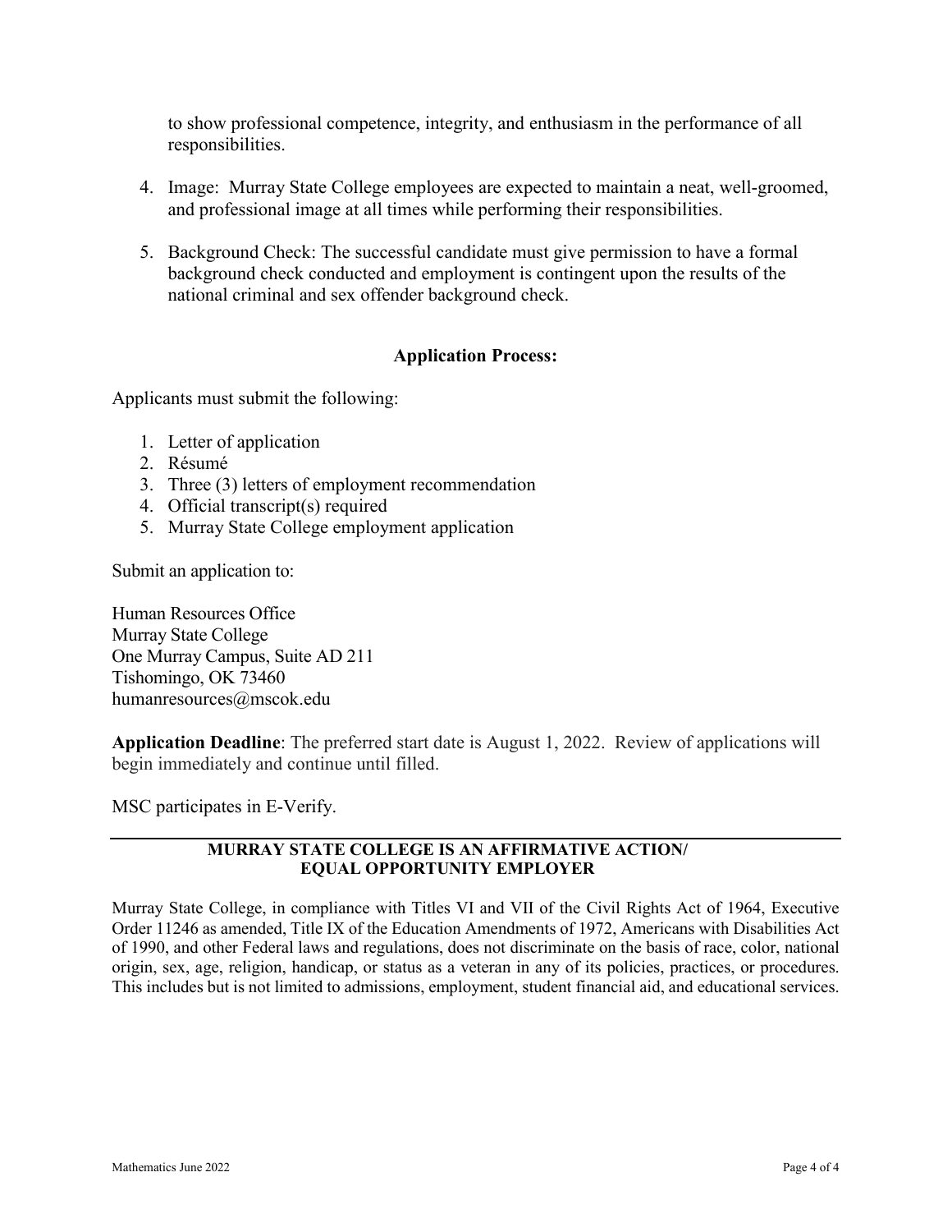to show professional competence, integrity, and enthusiasm in the performance of all responsibilities.

4. Image: Murray State College employees are expected to maintain a neat, well-groomed, and professional image at all times while performing their responsibilities.

5. Background Check: The successful candidate must give permission to have a formal background check conducted and employment is contingent upon the results of the national criminal and sex offender background check.

## Application Process:

Applicants must submit the following:

1. Letter of application
2. Résumé
3. Three (3) letters of employment recommendation
4. Official transcript(s) required
5. Murray State College employment application

Submit an application to:

Human Resources Office
Murray State College
One Murray Campus, Suite AD 211
Tishomingo, OK 73460
humanresources@mscok.edu

**Application Deadline**: The preferred start date is August 1, 2022. Review of applications will begin immediately and continue until filled.

MSC participates in E-Verify.

---

**MURRAY STATE COLLEGE IS AN AFFIRMATIVE ACTION/ EQUAL OPPORTUNITY EMPLOYER**

Murray State College, in compliance with Titles VI and VII of the Civil Rights Act of 1964, Executive Order 11246 as amended, Title IX of the Education Amendments of 1972, Americans with Disabilities Act of 1990, and other Federal laws and regulations, does not discriminate on the basis of race, color, national origin, sex, age, religion, handicap, or status as a veteran in any of its policies, practices, or procedures. This includes but is not limited to admissions, employment, student financial aid, and educational services.